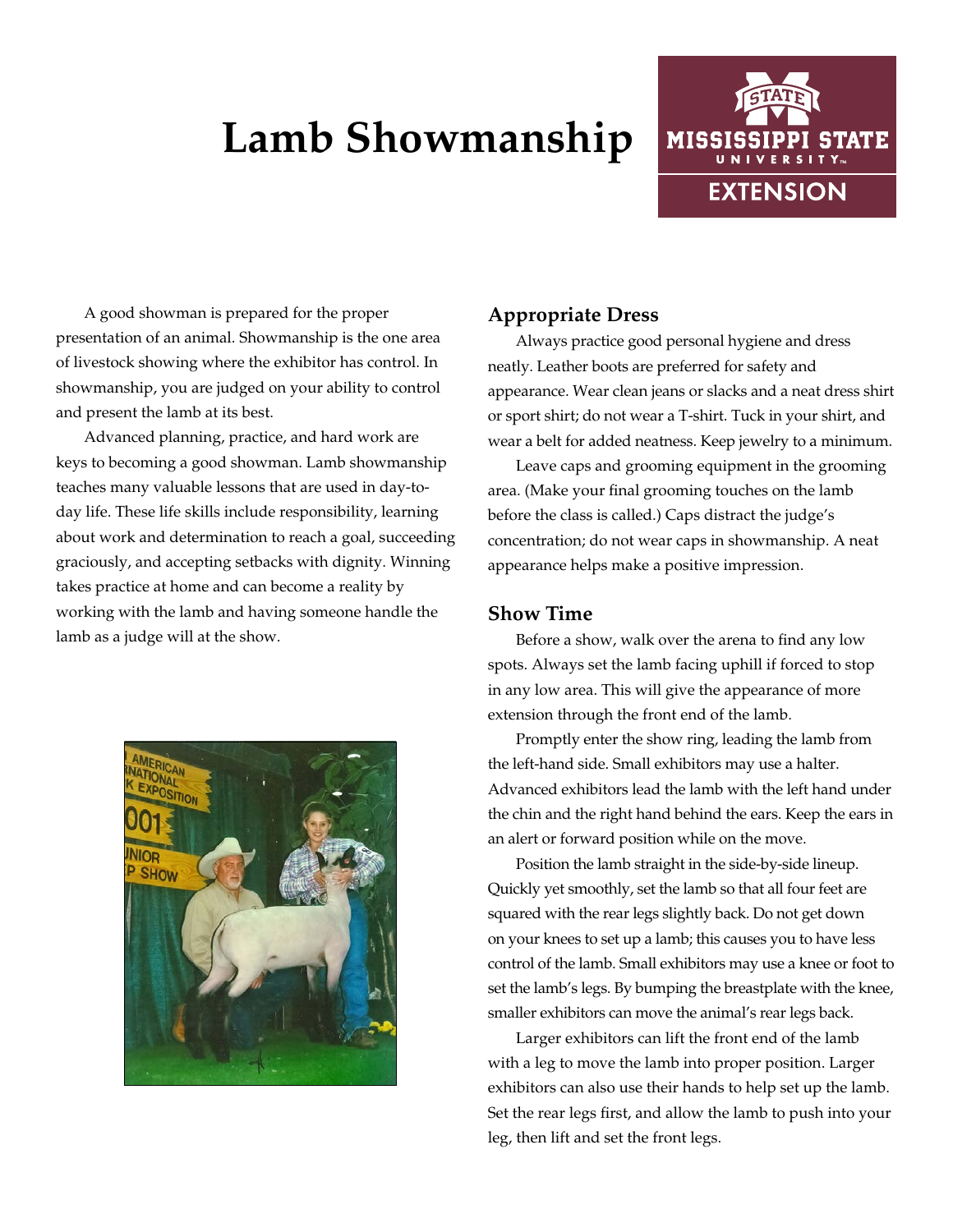# Lamb Showmanship

A good showman is prepared for the proper presentation of an animal. Showmanship is the one area of livestock showing where the exhibitor has control. In showmanship, you are judged on your ability to control and present the lamb at its best.

Advanced planning, practice, and hard work are keys to becoming a good showman. Lamb showmanship teaches many valuable lessons that are used in day-to-day life. These life skills include responsibility, learning about work and determination to reach a goal, succeeding graciously, and accepting setbacks with dignity. Winning takes practice at home and can become a reality by working with the lamb and having someone handle the lamb as a judge will at the show.

## Appropriate Dress

Always practice good personal hygiene and dress neatly. Leather boots are preferred for safety and appearance. Wear clean jeans or slacks and a neat dress shirt or sport shirt; do not wear a T-shirt. Tuck in your shirt, and wear a belt for added neatness. Keep jewelry to a minimum.

Leave caps and grooming equipment in the grooming area. (Make your final grooming touches on the lamb before the class is called.) Caps distract the judge's concentration; do not wear caps in showmanship. A neat appearance helps make a positive impression.

## Show Time

Before a show, walk over the arena to find any low spots. Always set the lamb facing uphill if forced to stop in any low area. This will give the appearance of more extension through the front end of the lamb.

Promptly enter the show ring, leading the lamb from the left-hand side. Small exhibitors may use a halter. Advanced exhibitors lead the lamb with the left hand under the chin and the right hand behind the ears. Keep the ears in an alert or forward position while on the move.

Position the lamb straight in the side-by-side lineup. Quickly yet smoothly, set the lamb so that all four feet are squared with the rear legs slightly back. Do not get down on your knees to set up a lamb; this causes you to have less control of the lamb. Small exhibitors may use a knee or foot to set the lamb's legs. By bumping the breastplate with the knee, smaller exhibitors can move the animal's rear legs back.

Larger exhibitors can lift the front end of the lamb with a leg to move the lamb into proper position. Larger exhibitors can also use their hands to help set up the lamb. Set the rear legs first, and allow the lamb to push into your leg, then lift and set the front legs.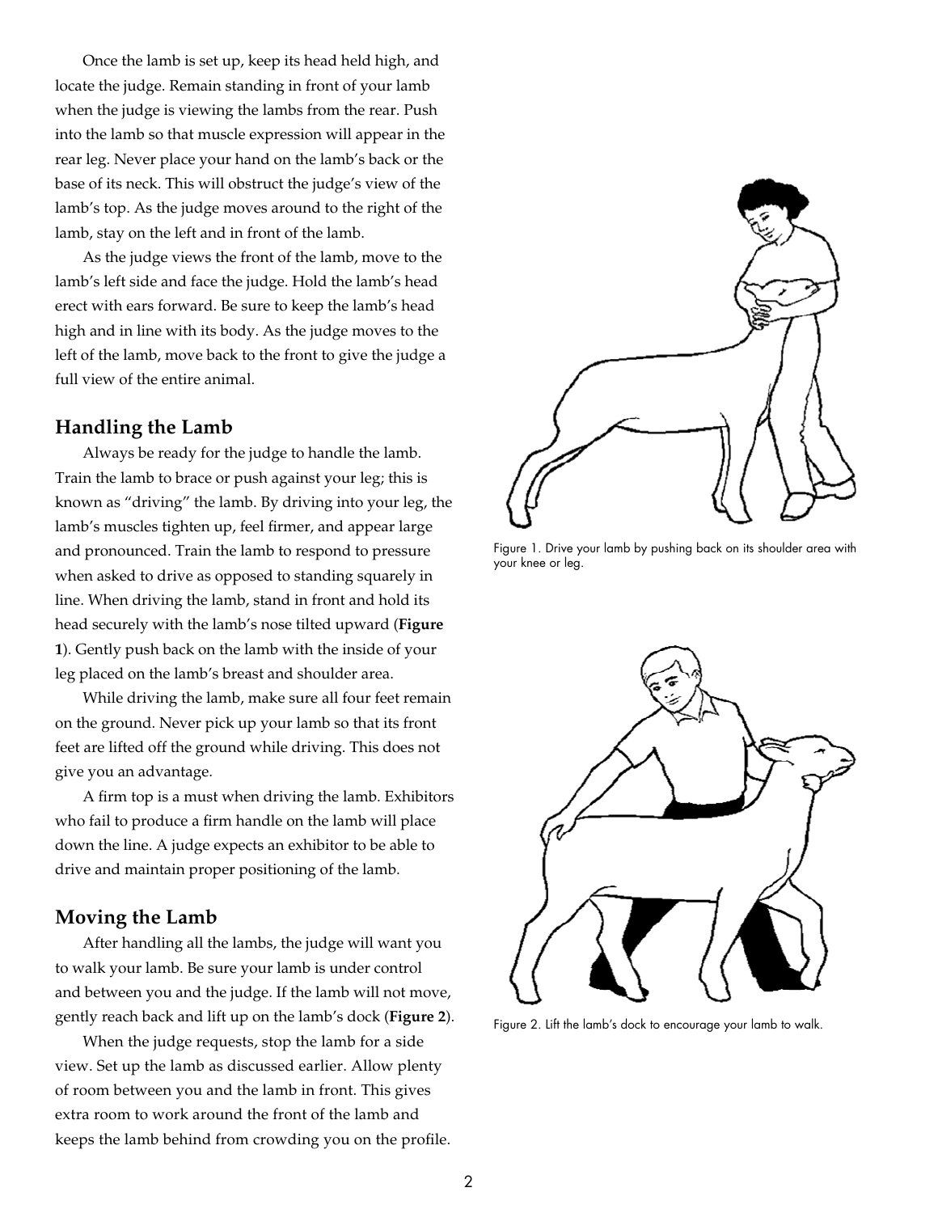Once the lamb is set up, keep its head held high, and locate the judge. Remain standing in front of your lamb when the judge is viewing the lambs from the rear. Push into the lamb so that muscle expression will appear in the rear leg. Never place your hand on the lamb's back or the base of its neck. This will obstruct the judge's view of the lamb's top. As the judge moves around to the right of the lamb, stay on the left and in front of the lamb.

As the judge views the front of the lamb, move to the lamb's left side and face the judge. Hold the lamb's head erect with ears forward. Be sure to keep the lamb's head high and in line with its body. As the judge moves to the left of the lamb, move back to the front to give the judge a full view of the entire animal.

## Handling the Lamb

Always be ready for the judge to handle the lamb. Train the lamb to brace or push against your leg; this is known as "driving" the lamb. By driving into your leg, the lamb's muscles tighten up, feel firmer, and appear large and pronounced. Train the lamb to respond to pressure when asked to drive as opposed to standing squarely in line. When driving the lamb, stand in front and hold its head securely with the lamb's nose tilted upward (**Figure 1**). Gently push back on the lamb with the inside of your leg placed on the lamb's breast and shoulder area.

While driving the lamb, make sure all four feet remain on the ground. Never pick up your lamb so that its front feet are lifted off the ground while driving. This does not give you an advantage.

A firm top is a must when driving the lamb. Exhibitors who fail to produce a firm handle on the lamb will place down the line. A judge expects an exhibitor to be able to drive and maintain proper positioning of the lamb.

Figure 1. Drive your lamb by pushing back on its shoulder area with your knee or leg.

## Moving the Lamb

After handling all the lambs, the judge will want you to walk your lamb. Be sure your lamb is under control and between you and the judge. If the lamb will not move, gently reach back and lift up on the lamb's dock (**Figure 2**).

When the judge requests, stop the lamb for a side view. Set up the lamb as discussed earlier. Allow plenty of room between you and the lamb in front. This gives extra room to work around the front of the lamb and keeps the lamb behind from crowding you on the profile.

Figure 2. Lift the lamb's dock to encourage your lamb to walk.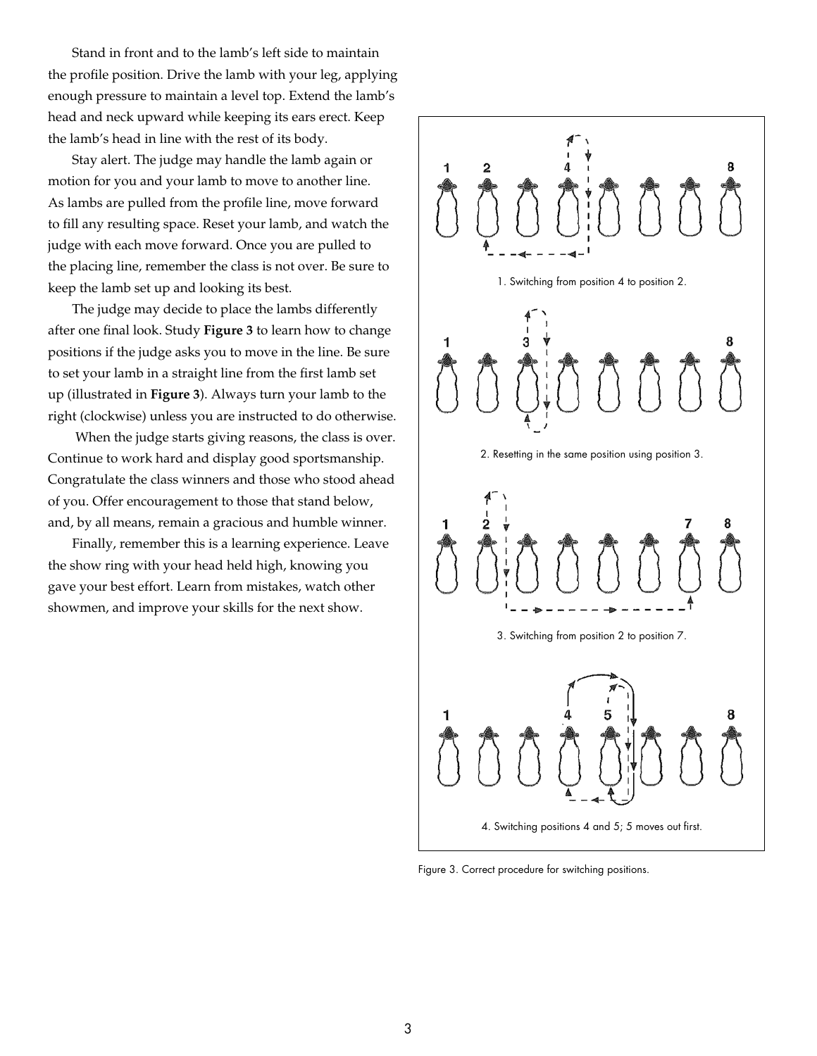Stand in front and to the lamb's left side to maintain the profile position. Drive the lamb with your leg, applying enough pressure to maintain a level top. Extend the lamb's head and neck upward while keeping its ears erect. Keep the lamb's head in line with the rest of its body.

Stay alert. The judge may handle the lamb again or motion for you and your lamb to move to another line. As lambs are pulled from the profile line, move forward to fill any resulting space. Reset your lamb, and watch the judge with each move forward. Once you are pulled to the placing line, remember the class is not over. Be sure to keep the lamb set up and looking its best.

The judge may decide to place the lambs differently after one final look. Study **Figure 3** to learn how to change positions if the judge asks you to move in the line. Be sure to set your lamb in a straight line from the first lamb set up (illustrated in **Figure 3**). Always turn your lamb to the right (clockwise) unless you are instructed to do otherwise.

When the judge starts giving reasons, the class is over. Continue to work hard and display good sportsmanship. Congratulate the class winners and those who stood ahead of you. Offer encouragement to those that stand below, and, by all means, remain a gracious and humble winner.

Finally, remember this is a learning experience. Leave the show ring with your head held high, knowing you gave your best effort. Learn from mistakes, watch other showmen, and improve your skills for the next show.

1. Switching from position 4 to position 2.

2. Resetting in the same position using position 3.

3. Switching from position 2 to position 7.

4. Switching positions 4 and 5; 5 moves out first.

Figure 3. Correct procedure for switching positions.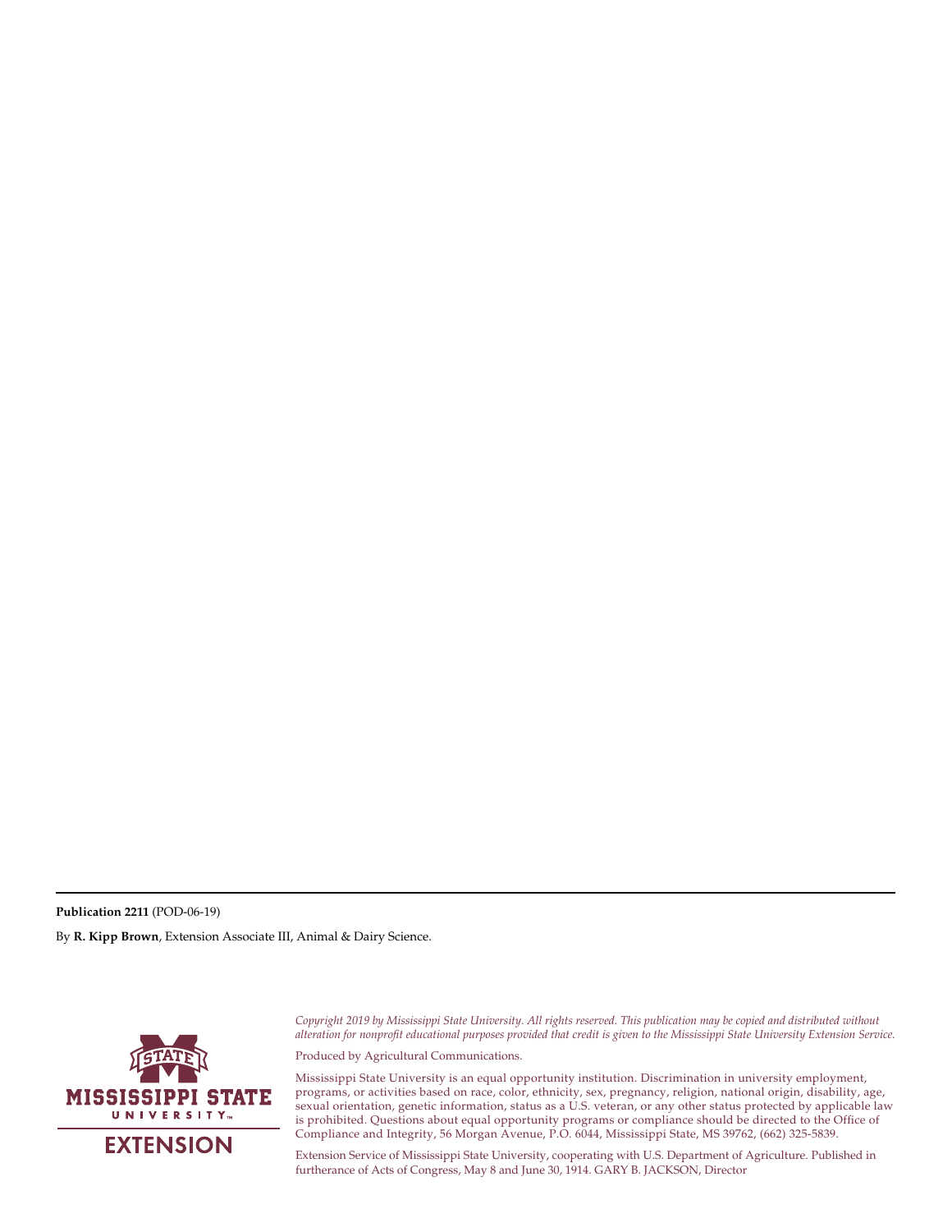**Publication 2211** (POD-06-19)

By **R. Kipp Brown**, Extension Associate III, Animal & Dairy Science.

MISSISSIPPI STATE UNIVERSITY™ EXTENSION

*Copyright 2019 by Mississippi State University. All rights reserved. This publication may be copied and distributed without alteration for nonprofit educational purposes provided that credit is given to the Mississippi State University Extension Service.*

Produced by Agricultural Communications.

Mississippi State University is an equal opportunity institution. Discrimination in university employment, programs, or activities based on race, color, ethnicity, sex, pregnancy, religion, national origin, disability, age, sexual orientation, genetic information, status as a U.S. veteran, or any other status protected by applicable law is prohibited. Questions about equal opportunity programs or compliance should be directed to the Office of Compliance and Integrity, 56 Morgan Avenue, P.O. 6044, Mississippi State, MS 39762, (662) 325-5839.

Extension Service of Mississippi State University, cooperating with U.S. Department of Agriculture. Published in furtherance of Acts of Congress, May 8 and June 30, 1914. GARY B. JACKSON, Director